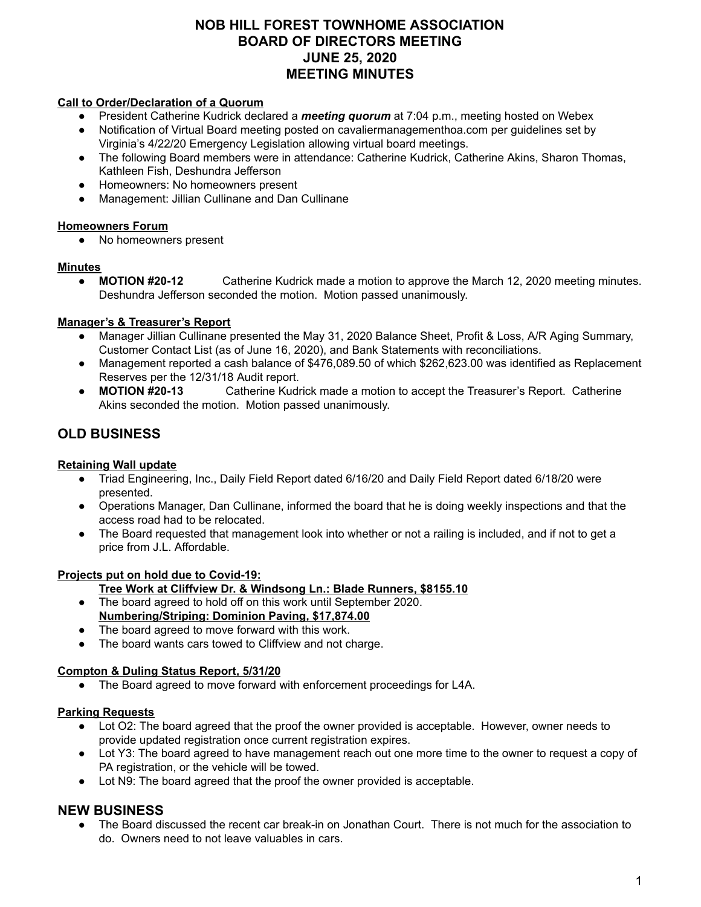# NOB HILL FOREST TOWNHOME ASSOCIATION
# BOARD OF DIRECTORS MEETING
# JUNE 25, 2020
# MEETING MINUTES

**Call to Order/Declaration of a Quorum**

- President Catherine Kudrick declared a ***meeting quorum*** at 7:04 p.m., meeting hosted on Webex
- Notification of Virtual Board meeting posted on cavaliermanagementhoa.com per guidelines set by Virginia's 4/22/20 Emergency Legislation allowing virtual board meetings.
- The following Board members were in attendance: Catherine Kudrick, Catherine Akins, Sharon Thomas, Kathleen Fish, Deshundra Jefferson
- Homeowners: No homeowners present
- Management: Jillian Cullinane and Dan Cullinane

**Homeowners Forum**

- No homeowners present

**Minutes**

- **MOTION #20-12** Catherine Kudrick made a motion to approve the March 12, 2020 meeting minutes. Deshundra Jefferson seconded the motion. Motion passed unanimously.

**Manager's & Treasurer's Report**

- Manager Jillian Cullinane presented the May 31, 2020 Balance Sheet, Profit & Loss, A/R Aging Summary, Customer Contact List (as of June 16, 2020), and Bank Statements with reconciliations.
- Management reported a cash balance of $476,089.50 of which $262,623.00 was identified as Replacement Reserves per the 12/31/18 Audit report.
- **MOTION #20-13** Catherine Kudrick made a motion to accept the Treasurer's Report. Catherine Akins seconded the motion. Motion passed unanimously.

## OLD BUSINESS

**Retaining Wall update**

- Triad Engineering, Inc., Daily Field Report dated 6/16/20 and Daily Field Report dated 6/18/20 were presented.
- Operations Manager, Dan Cullinane, informed the board that he is doing weekly inspections and that the access road had to be relocated.
- The Board requested that management look into whether or not a railing is included, and if not to get a price from J.L. Affordable.

**Projects put on hold due to Covid-19:**

**Tree Work at Cliffview Dr. & Windsong Ln.: Blade Runners, $8155.10**

- The board agreed to hold off on this work until September 2020.

**Numbering/Striping: Dominion Paving, $17,874.00**

- The board agreed to move forward with this work.
- The board wants cars towed to Cliffview and not charge.

**Compton & Duling Status Report, 5/31/20**

- The Board agreed to move forward with enforcement proceedings for L4A.

**Parking Requests**

- Lot O2: The board agreed that the proof the owner provided is acceptable. However, owner needs to provide updated registration once current registration expires.
- Lot Y3: The board agreed to have management reach out one more time to the owner to request a copy of PA registration, or the vehicle will be towed.
- Lot N9: The board agreed that the proof the owner provided is acceptable.

## NEW BUSINESS

- The Board discussed the recent car break-in on Jonathan Court. There is not much for the association to do. Owners need to not leave valuables in cars.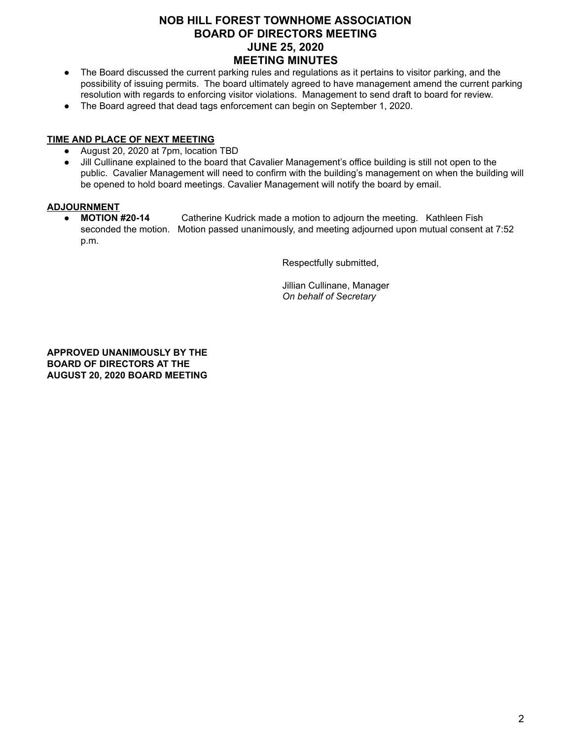# NOB HILL FOREST TOWNHOME ASSOCIATION
## BOARD OF DIRECTORS MEETING
## JUNE 25, 2020
## MEETING MINUTES

- The Board discussed the current parking rules and regulations as it pertains to visitor parking, and the possibility of issuing permits. The board ultimately agreed to have management amend the current parking resolution with regards to enforcing visitor violations. Management to send draft to board for review.
- The Board agreed that dead tags enforcement can begin on September 1, 2020.

**TIME AND PLACE OF NEXT MEETING**

- August 20, 2020 at 7pm, location TBD
- Jill Cullinane explained to the board that Cavalier Management's office building is still not open to the public. Cavalier Management will need to confirm with the building's management on when the building will be opened to hold board meetings. Cavalier Management will notify the board by email.

**ADJOURNMENT**

- **MOTION #20-14** Catherine Kudrick made a motion to adjourn the meeting. Kathleen Fish seconded the motion. Motion passed unanimously, and meeting adjourned upon mutual consent at 7:52 p.m.

Respectfully submitted,

Jillian Cullinane, Manager
*On behalf of Secretary*

**APPROVED UNANIMOUSLY BY THE BOARD OF DIRECTORS AT THE AUGUST 20, 2020 BOARD MEETING**